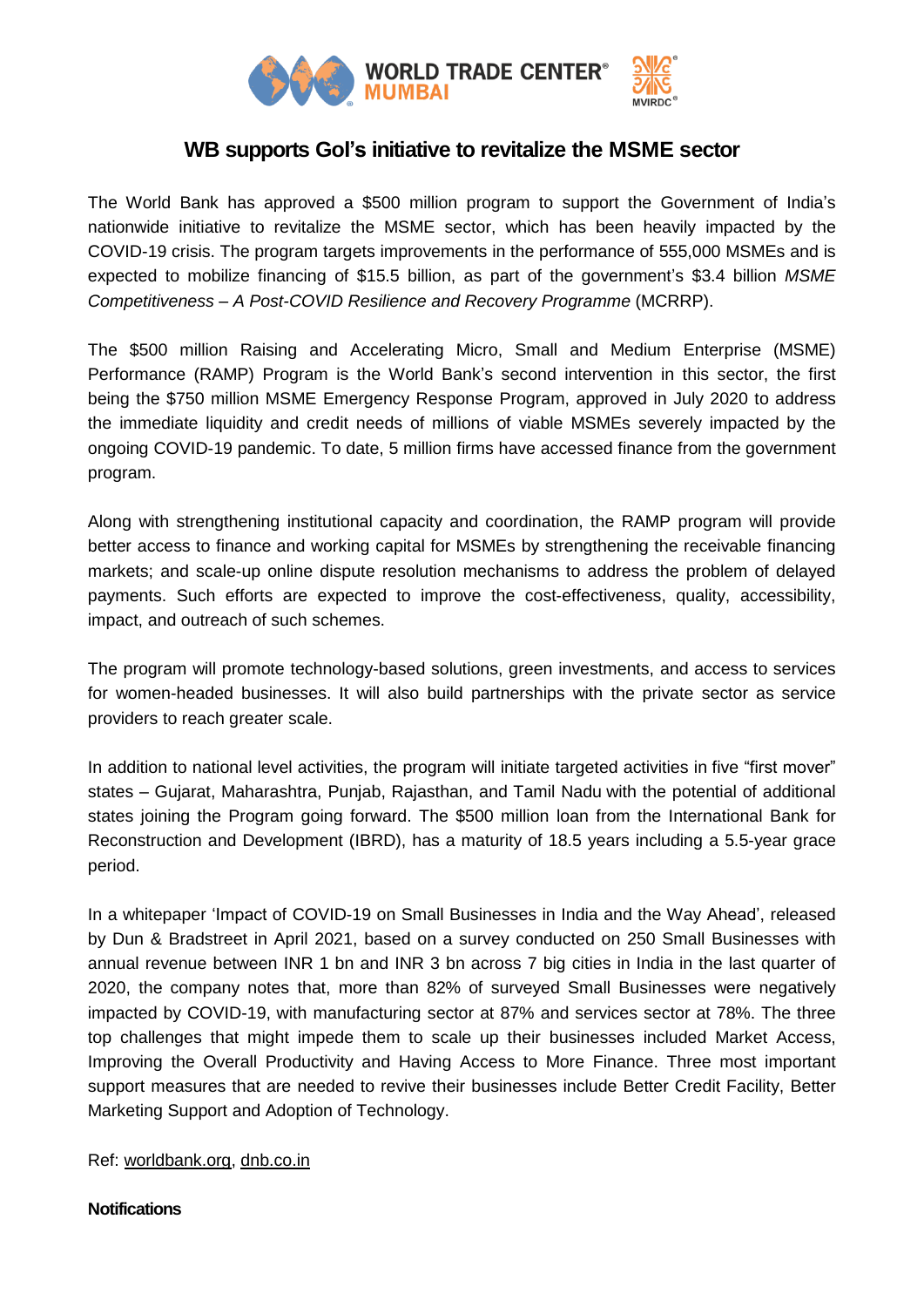# WB supports GoI's initiative to revitalize the MSME sector

The World Bank has approved a $500 million program to support the Government of India's nationwide initiative to revitalize the MSME sector, which has been heavily impacted by the COVID-19 crisis. The program targets improvements in the performance of 555,000 MSMEs and is expected to mobilize financing of $15.5 billion, as part of the government's $3.4 billion *MSME Competitiveness – A Post-COVID Resilience and Recovery Programme* (MCRRP).

The $500 million Raising and Accelerating Micro, Small and Medium Enterprise (MSME) Performance (RAMP) Program is the World Bank's second intervention in this sector, the first being the $750 million MSME Emergency Response Program, approved in July 2020 to address the immediate liquidity and credit needs of millions of viable MSMEs severely impacted by the ongoing COVID-19 pandemic. To date, 5 million firms have accessed finance from the government program.

Along with strengthening institutional capacity and coordination, the RAMP program will provide better access to finance and working capital for MSMEs by strengthening the receivable financing markets; and scale-up online dispute resolution mechanisms to address the problem of delayed payments. Such efforts are expected to improve the cost-effectiveness, quality, accessibility, impact, and outreach of such schemes.

The program will promote technology-based solutions, green investments, and access to services for women-headed businesses. It will also build partnerships with the private sector as service providers to reach greater scale.

In addition to national level activities, the program will initiate targeted activities in five "first mover" states – Gujarat, Maharashtra, Punjab, Rajasthan, and Tamil Nadu with the potential of additional states joining the Program going forward. The $500 million loan from the International Bank for Reconstruction and Development (IBRD), has a maturity of 18.5 years including a 5.5-year grace period.

In a whitepaper 'Impact of COVID-19 on Small Businesses in India and the Way Ahead', released by Dun & Bradstreet in April 2021, based on a survey conducted on 250 Small Businesses with annual revenue between INR 1 bn and INR 3 bn across 7 big cities in India in the last quarter of 2020, the company notes that, more than 82% of surveyed Small Businesses were negatively impacted by COVID-19, with manufacturing sector at 87% and services sector at 78%. The three top challenges that might impede them to scale up their businesses included Market Access, Improving the Overall Productivity and Having Access to More Finance. Three most important support measures that are needed to revive their businesses include Better Credit Facility, Better Marketing Support and Adoption of Technology.

Ref: worldbank.org, dnb.co.in

**Notifications**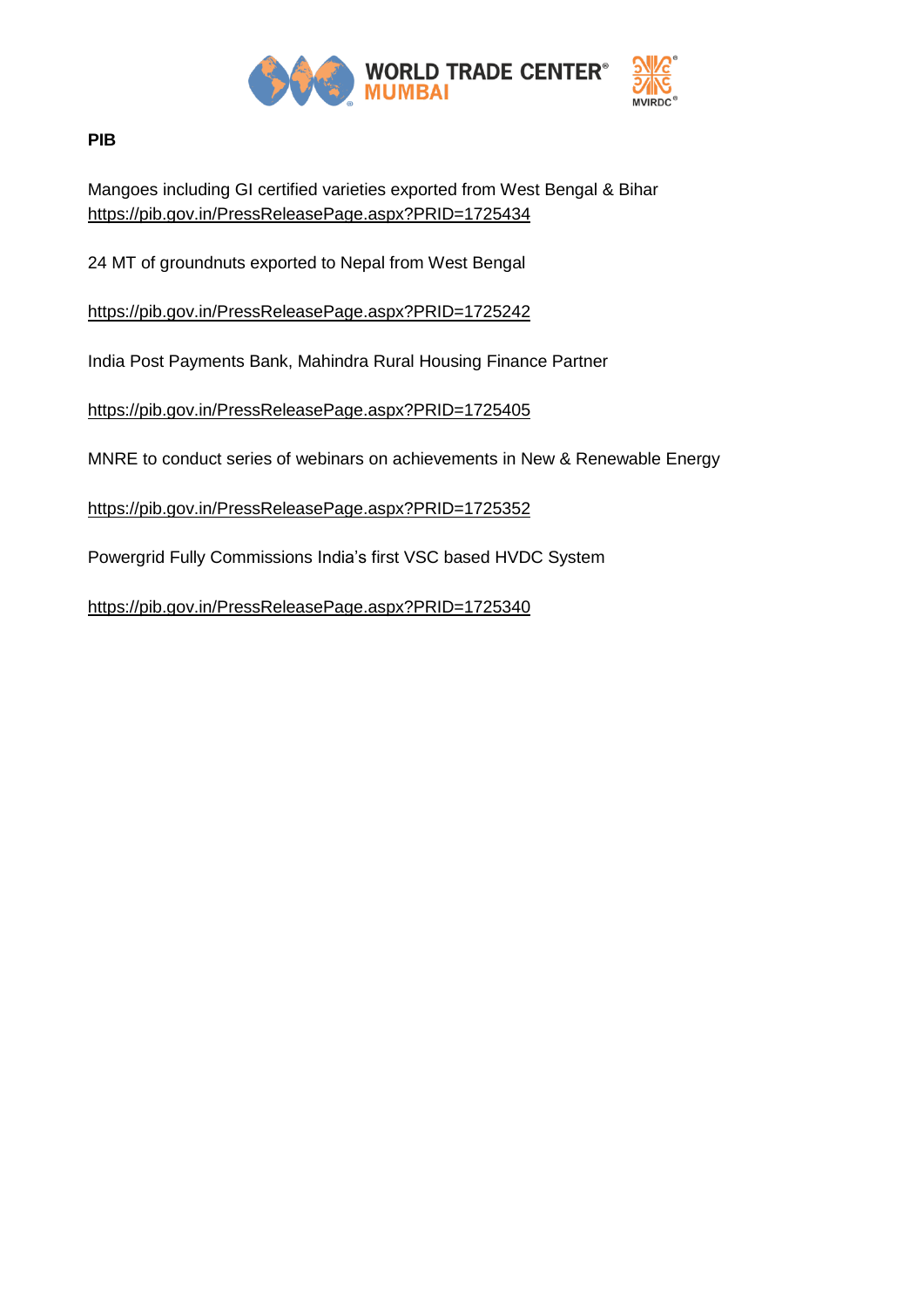**PIB**

Mangoes including GI certified varieties exported from West Bengal & Bihar
https://pib.gov.in/PressReleasePage.aspx?PRID=1725434

24 MT of groundnuts exported to Nepal from West Bengal

https://pib.gov.in/PressReleasePage.aspx?PRID=1725242

India Post Payments Bank, Mahindra Rural Housing Finance Partner

https://pib.gov.in/PressReleasePage.aspx?PRID=1725405

MNRE to conduct series of webinars on achievements in New & Renewable Energy

https://pib.gov.in/PressReleasePage.aspx?PRID=1725352

Powergrid Fully Commissions India's first VSC based HVDC System

https://pib.gov.in/PressReleasePage.aspx?PRID=1725340